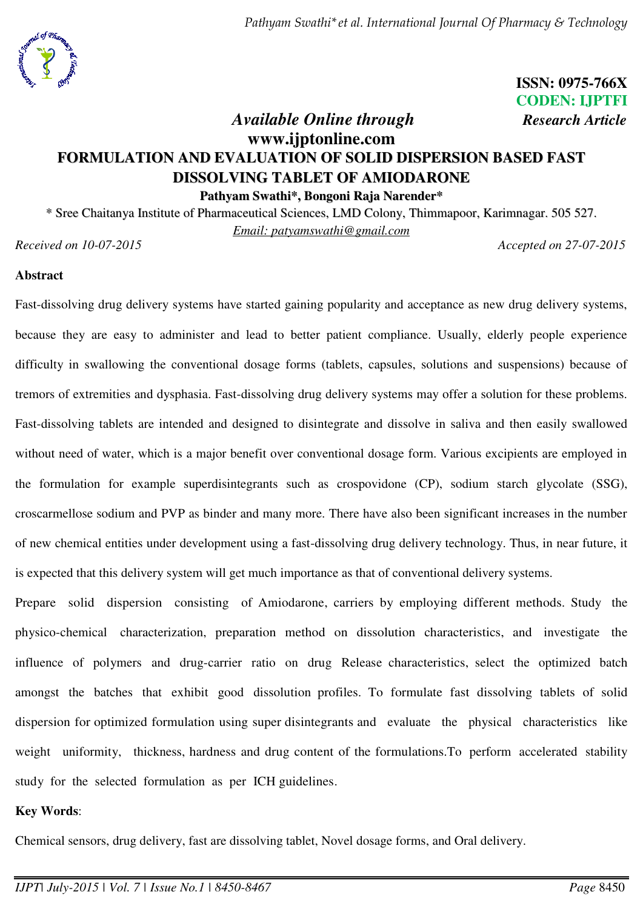ISSN: 0975-766X
CODEN: IJPTFI
*Research Article*

*Available Online through*
**www.ijptonline.com**

# FORMULATION AND EVALUATION OF SOLID DISPERSION BASED FAST DISSOLVING TABLET OF AMIODARONE

**Pathyam Swathi\*, Bongoni Raja Narender\***

\* Sree Chaitanya Institute of Pharmaceutical Sciences, LMD Colony, Thimmapoor, Karimnagar. 505 527.

*Email: patyamswathi@gmail.com*

*Received on 10-07-2015* *Accepted on 27-07-2015*

## Abstract

Fast-dissolving drug delivery systems have started gaining popularity and acceptance as new drug delivery systems, because they are easy to administer and lead to better patient compliance. Usually, elderly people experience difficulty in swallowing the conventional dosage forms (tablets, capsules, solutions and suspensions) because of tremors of extremities and dysphasia. Fast-dissolving drug delivery systems may offer a solution for these problems. Fast-dissolving tablets are intended and designed to disintegrate and dissolve in saliva and then easily swallowed without need of water, which is a major benefit over conventional dosage form. Various excipients are employed in the formulation for example superdisintegrants such as crospovidone (CP), sodium starch glycolate (SSG), croscarmellose sodium and PVP as binder and many more. There have also been significant increases in the number of new chemical entities under development using a fast-dissolving drug delivery technology. Thus, in near future, it is expected that this delivery system will get much importance as that of conventional delivery systems.

Prepare solid dispersion consisting of Amiodarone, carriers by employing different methods. Study the physico-chemical characterization, preparation method on dissolution characteristics, and investigate the influence of polymers and drug-carrier ratio on drug Release characteristics, select the optimized batch amongst the batches that exhibit good dissolution profiles. To formulate fast dissolving tablets of solid dispersion for optimized formulation using super disintegrants and evaluate the physical characteristics like weight uniformity, thickness, hardness and drug content of the formulations.To perform accelerated stability study for the selected formulation as per ICH guidelines.

**Key Words**:

Chemical sensors, drug delivery, fast are dissolving tablet, Novel dosage forms, and Oral delivery.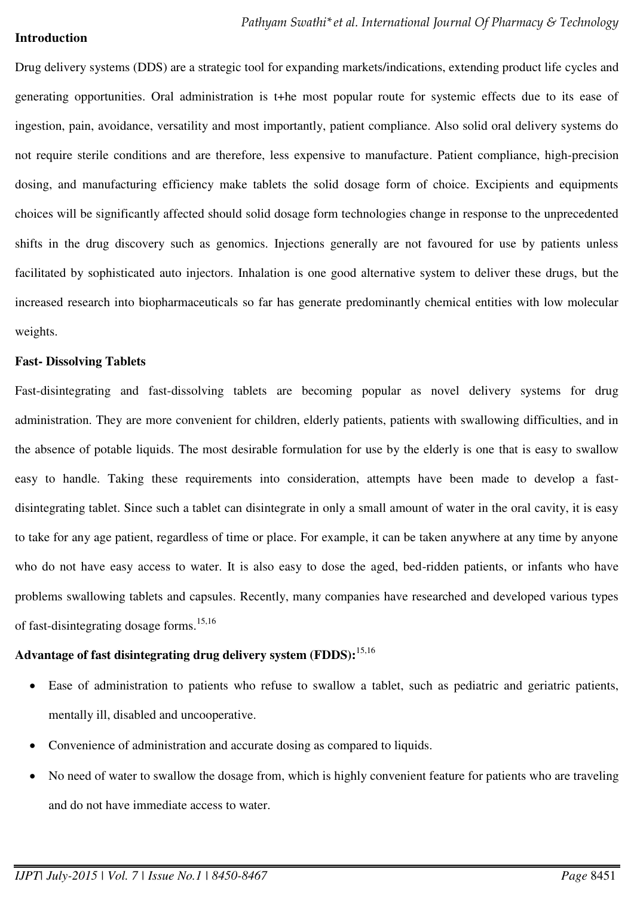**Introduction**

Drug delivery systems (DDS) are a strategic tool for expanding markets/indications, extending product life cycles and generating opportunities. Oral administration is t+he most popular route for systemic effects due to its ease of ingestion, pain, avoidance, versatility and most importantly, patient compliance. Also solid oral delivery systems do not require sterile conditions and are therefore, less expensive to manufacture. Patient compliance, high-precision dosing, and manufacturing efficiency make tablets the solid dosage form of choice. Excipients and equipments choices will be significantly affected should solid dosage form technologies change in response to the unprecedented shifts in the drug discovery such as genomics. Injections generally are not favoured for use by patients unless facilitated by sophisticated auto injectors. Inhalation is one good alternative system to deliver these drugs, but the increased research into biopharmaceuticals so far has generate predominantly chemical entities with low molecular weights.

**Fast- Dissolving Tablets**

Fast-disintegrating and fast-dissolving tablets are becoming popular as novel delivery systems for drug administration. They are more convenient for children, elderly patients, patients with swallowing difficulties, and in the absence of potable liquids. The most desirable formulation for use by the elderly is one that is easy to swallow easy to handle. Taking these requirements into consideration, attempts have been made to develop a fast-disintegrating tablet. Since such a tablet can disintegrate in only a small amount of water in the oral cavity, it is easy to take for any age patient, regardless of time or place. For example, it can be taken anywhere at any time by anyone who do not have easy access to water. It is also easy to dose the aged, bed-ridden patients, or infants who have problems swallowing tablets and capsules. Recently, many companies have researched and developed various types of fast-disintegrating dosage forms.[15,16]

**Advantage of fast disintegrating drug delivery system (FDDS):**[15,16]

- Ease of administration to patients who refuse to swallow a tablet, such as pediatric and geriatric patients, mentally ill, disabled and uncooperative.
- Convenience of administration and accurate dosing as compared to liquids.
- No need of water to swallow the dosage from, which is highly convenient feature for patients who are traveling and do not have immediate access to water.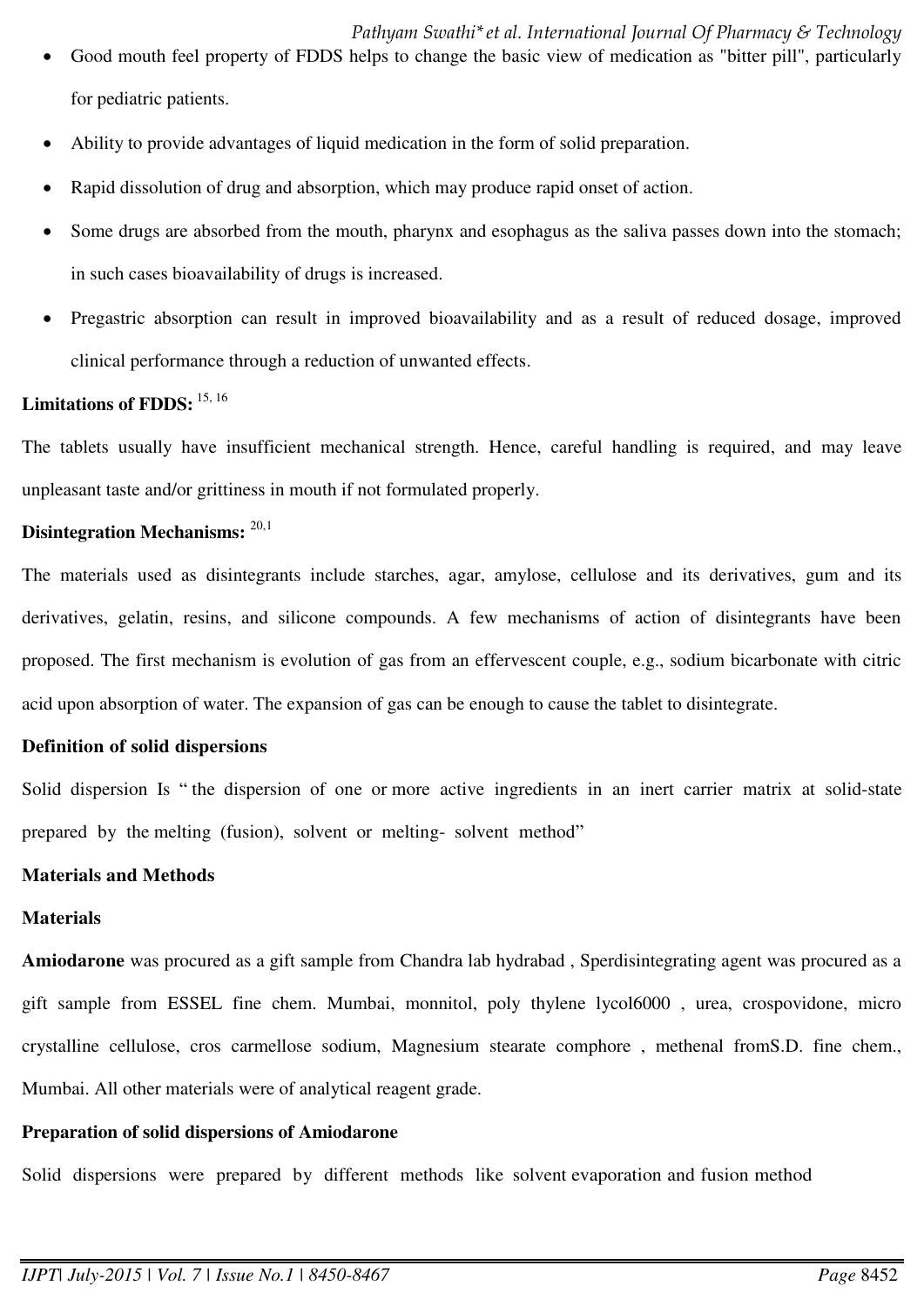- Good mouth feel property of FDDS helps to change the basic view of medication as "bitter pill", particularly for pediatric patients.
- Ability to provide advantages of liquid medication in the form of solid preparation.
- Rapid dissolution of drug and absorption, which may produce rapid onset of action.
- Some drugs are absorbed from the mouth, pharynx and esophagus as the saliva passes down into the stomach; in such cases bioavailability of drugs is increased.
- Pregastric absorption can result in improved bioavailability and as a result of reduced dosage, improved clinical performance through a reduction of unwanted effects.

**Limitations of FDDS:** [15, 16]

The tablets usually have insufficient mechanical strength. Hence, careful handling is required, and may leave unpleasant taste and/or grittiness in mouth if not formulated properly.

**Disintegration Mechanisms:** [20,1]

The materials used as disintegrants include starches, agar, amylose, cellulose and its derivatives, gum and its derivatives, gelatin, resins, and silicone compounds. A few mechanisms of action of disintegrants have been proposed. The first mechanism is evolution of gas from an effervescent couple, e.g., sodium bicarbonate with citric acid upon absorption of water. The expansion of gas can be enough to cause the tablet to disintegrate.

**Definition of solid dispersions**

Solid dispersion Is " the dispersion of one or more active ingredients in an inert carrier matrix at solid-state prepared by the melting (fusion), solvent or melting- solvent method"

**Materials and Methods**

**Materials**

**Amiodarone** was procured as a gift sample from Chandra lab hydrabad , Sperdisintegrating agent was procured as a gift sample from ESSEL fine chem. Mumbai, monnitol, poly thylene lycol6000 , urea, crospovidone, micro crystalline cellulose, cros carmellose sodium, Magnesium stearate comphore , methenal fromS.D. fine chem., Mumbai. All other materials were of analytical reagent grade.

**Preparation of solid dispersions of Amiodarone**

Solid dispersions were prepared by different methods like solvent evaporation and fusion method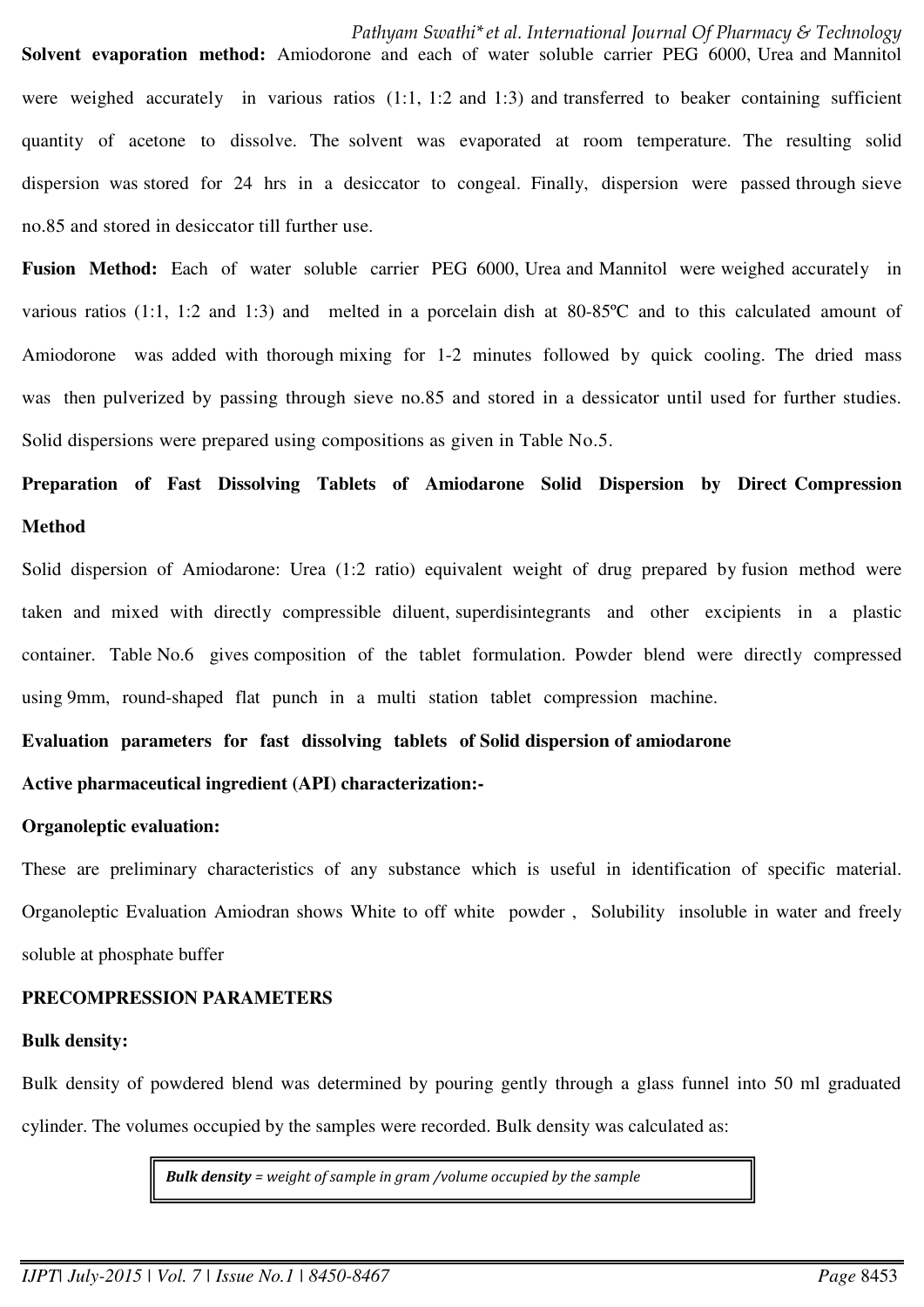**Solvent evaporation method:** Amiodorone and each of water soluble carrier PEG 6000, Urea and Mannitol were weighed accurately in various ratios (1:1, 1:2 and 1:3) and transferred to beaker containing sufficient quantity of acetone to dissolve. The solvent was evaporated at room temperature. The resulting solid dispersion was stored for 24 hrs in a desiccator to congeal. Finally, dispersion were passed through sieve no.85 and stored in desiccator till further use.

**Fusion Method:** Each of water soluble carrier PEG 6000, Urea and Mannitol were weighed accurately in various ratios (1:1, 1:2 and 1:3) and melted in a porcelain dish at 80-85ºC and to this calculated amount of Amiodorone was added with thorough mixing for 1-2 minutes followed by quick cooling. The dried mass was then pulverized by passing through sieve no.85 and stored in a dessicator until used for further studies. Solid dispersions were prepared using compositions as given in Table No.5.

**Preparation of Fast Dissolving Tablets of Amiodarone Solid Dispersion by Direct Compression Method**

Solid dispersion of Amiodarone: Urea (1:2 ratio) equivalent weight of drug prepared by fusion method were taken and mixed with directly compressible diluent, superdisintegrants and other excipients in a plastic container. Table No.6 gives composition of the tablet formulation. Powder blend were directly compressed using 9mm, round-shaped flat punch in a multi station tablet compression machine.

**Evaluation parameters for fast dissolving tablets of Solid dispersion of amiodarone**

**Active pharmaceutical ingredient (API) characterization:-**

**Organoleptic evaluation:**

These are preliminary characteristics of any substance which is useful in identification of specific material. Organoleptic Evaluation Amiodran shows White to off white powder , Solubility insoluble in water and freely soluble at phosphate buffer

**PRECOMPRESSION PARAMETERS**

**Bulk density:**

Bulk density of powdered blend was determined by pouring gently through a glass funnel into 50 ml graduated cylinder. The volumes occupied by the samples were recorded. Bulk density was calculated as:

***Bulk density*** *= weight of sample in gram /volume occupied by the sample*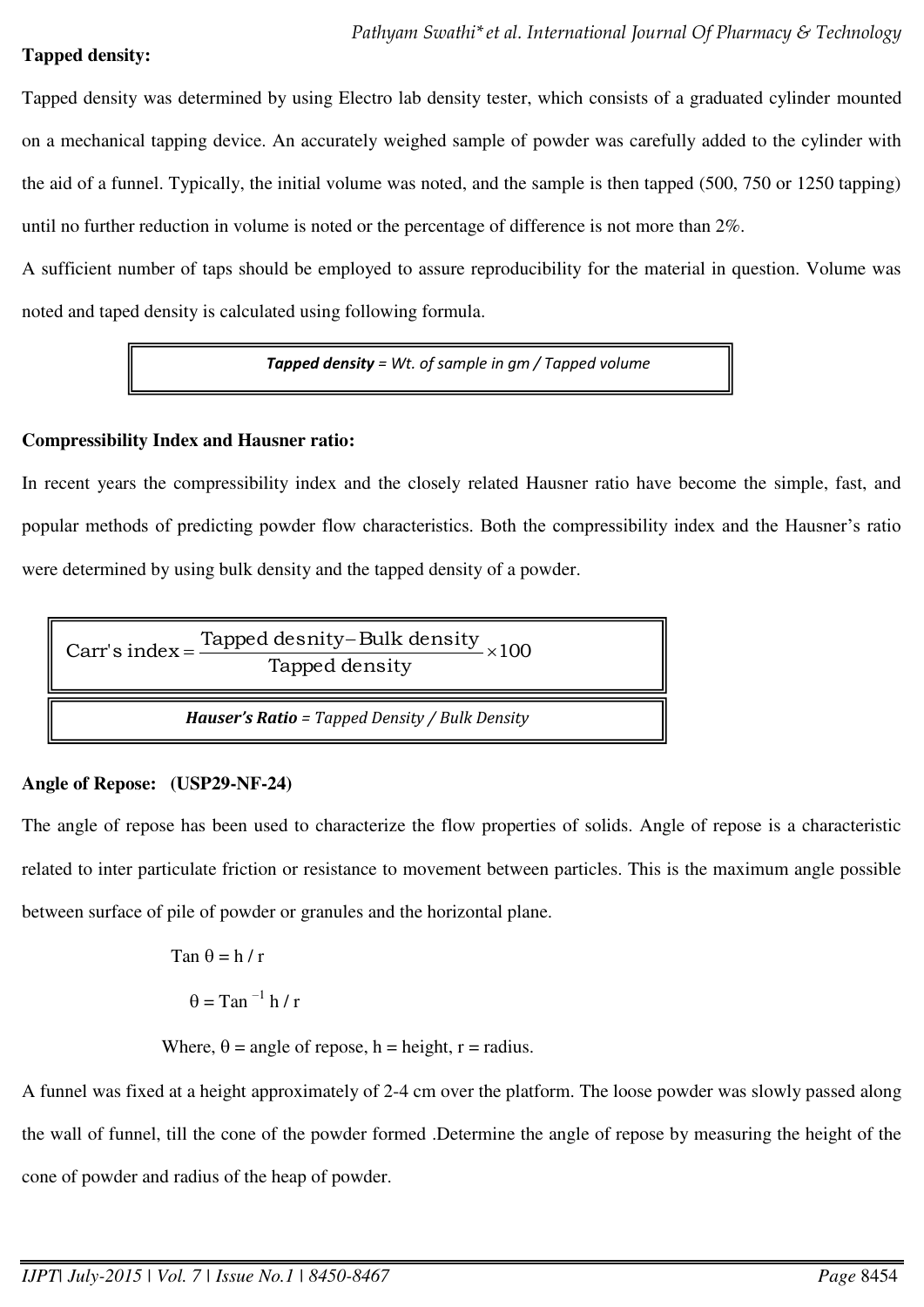**Tapped density:**

Tapped density was determined by using Electro lab density tester, which consists of a graduated cylinder mounted on a mechanical tapping device. An accurately weighed sample of powder was carefully added to the cylinder with the aid of a funnel. Typically, the initial volume was noted, and the sample is then tapped (500, 750 or 1250 tapping) until no further reduction in volume is noted or the percentage of difference is not more than 2%.

A sufficient number of taps should be employed to assure reproducibility for the material in question. Volume was noted and taped density is calculated using following formula.

***Tapped density*** *= Wt. of sample in gm / Tapped volume*

**Compressibility Index and Hausner ratio:**

In recent years the compressibility index and the closely related Hausner ratio have become the simple, fast, and popular methods of predicting powder flow characteristics. Both the compressibility index and the Hausner's ratio were determined by using bulk density and the tapped density of a powder.

$$\text{Carr's index} = \frac{\text{Tapped desnity} - \text{Bulk density}}{\text{Tapped density}} \times 100$$

***Hauser's Ratio*** *= Tapped Density / Bulk Density*

**Angle of Repose: (USP29-NF-24)**

The angle of repose has been used to characterize the flow properties of solids. Angle of repose is a characteristic related to inter particulate friction or resistance to movement between particles. This is the maximum angle possible between surface of pile of powder or granules and the horizontal plane.

$$\tan \theta = h / r$$

$$\theta = \tan^{-1} h / r$$

Where, $\theta$ = angle of repose, h = height, r = radius.

A funnel was fixed at a height approximately of 2-4 cm over the platform. The loose powder was slowly passed along the wall of funnel, till the cone of the powder formed .Determine the angle of repose by measuring the height of the cone of powder and radius of the heap of powder.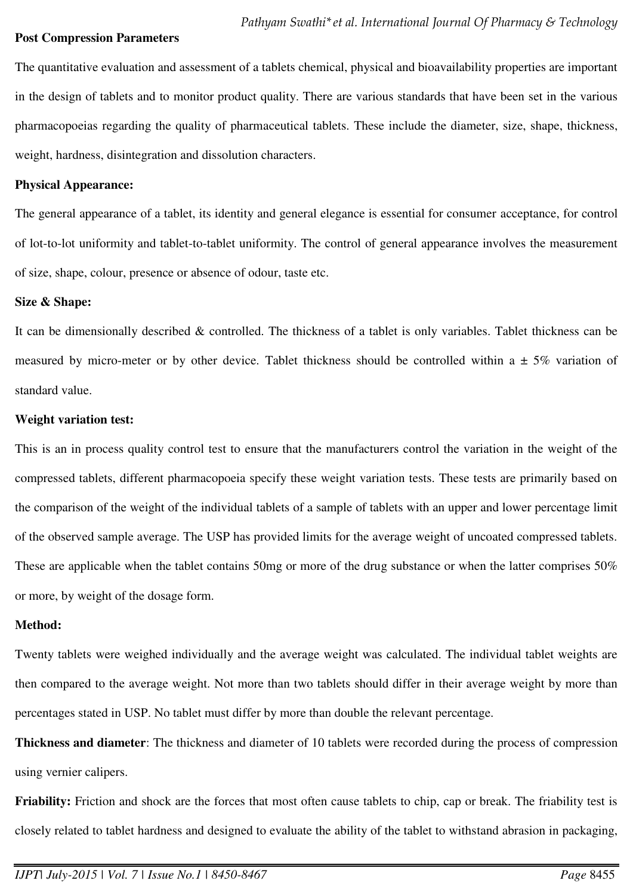**Post Compression Parameters**

The quantitative evaluation and assessment of a tablets chemical, physical and bioavailability properties are important in the design of tablets and to monitor product quality. There are various standards that have been set in the various pharmacopoeias regarding the quality of pharmaceutical tablets. These include the diameter, size, shape, thickness, weight, hardness, disintegration and dissolution characters.

**Physical Appearance:**

The general appearance of a tablet, its identity and general elegance is essential for consumer acceptance, for control of lot-to-lot uniformity and tablet-to-tablet uniformity. The control of general appearance involves the measurement of size, shape, colour, presence or absence of odour, taste etc.

**Size & Shape:**

It can be dimensionally described & controlled. The thickness of a tablet is only variables. Tablet thickness can be measured by micro-meter or by other device. Tablet thickness should be controlled within a ± 5% variation of standard value.

**Weight variation test:**

This is an in process quality control test to ensure that the manufacturers control the variation in the weight of the compressed tablets, different pharmacopoeia specify these weight variation tests. These tests are primarily based on the comparison of the weight of the individual tablets of a sample of tablets with an upper and lower percentage limit of the observed sample average. The USP has provided limits for the average weight of uncoated compressed tablets. These are applicable when the tablet contains 50mg or more of the drug substance or when the latter comprises 50% or more, by weight of the dosage form.

**Method:**

Twenty tablets were weighed individually and the average weight was calculated. The individual tablet weights are then compared to the average weight. Not more than two tablets should differ in their average weight by more than percentages stated in USP. No tablet must differ by more than double the relevant percentage.

**Thickness and diameter**: The thickness and diameter of 10 tablets were recorded during the process of compression using vernier calipers.

**Friability:** Friction and shock are the forces that most often cause tablets to chip, cap or break. The friability test is closely related to tablet hardness and designed to evaluate the ability of the tablet to withstand abrasion in packaging,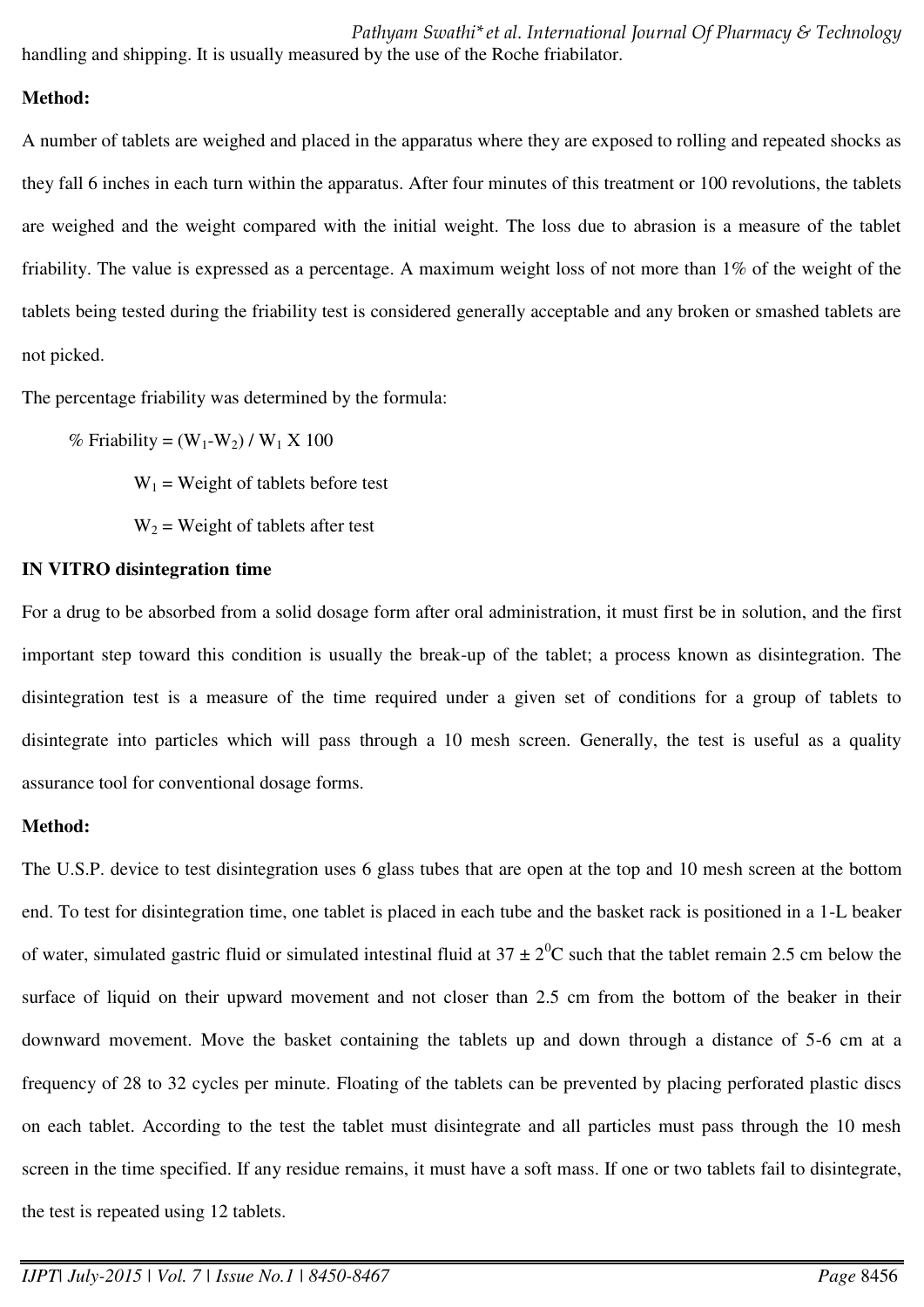handling and shipping. It is usually measured by the use of the Roche friabilator.

**Method:**

A number of tablets are weighed and placed in the apparatus where they are exposed to rolling and repeated shocks as they fall 6 inches in each turn within the apparatus. After four minutes of this treatment or 100 revolutions, the tablets are weighed and the weight compared with the initial weight. The loss due to abrasion is a measure of the tablet friability. The value is expressed as a percentage. A maximum weight loss of not more than 1% of the weight of the tablets being tested during the friability test is considered generally acceptable and any broken or smashed tablets are not picked.

The percentage friability was determined by the formula:

$$\% \text{ Friability} = (W_1 - W_2) / W_1 \times 100$$

$W_1$ = Weight of tablets before test

$W_2$ = Weight of tablets after test

**IN VITRO disintegration time**

For a drug to be absorbed from a solid dosage form after oral administration, it must first be in solution, and the first important step toward this condition is usually the break-up of the tablet; a process known as disintegration. The disintegration test is a measure of the time required under a given set of conditions for a group of tablets to disintegrate into particles which will pass through a 10 mesh screen. Generally, the test is useful as a quality assurance tool for conventional dosage forms.

**Method:**

The U.S.P. device to test disintegration uses 6 glass tubes that are open at the top and 10 mesh screen at the bottom end. To test for disintegration time, one tablet is placed in each tube and the basket rack is positioned in a 1-L beaker of water, simulated gastric fluid or simulated intestinal fluid at $37 \pm 2^0$C such that the tablet remain 2.5 cm below the surface of liquid on their upward movement and not closer than 2.5 cm from the bottom of the beaker in their downward movement. Move the basket containing the tablets up and down through a distance of 5-6 cm at a frequency of 28 to 32 cycles per minute. Floating of the tablets can be prevented by placing perforated plastic discs on each tablet. According to the test the tablet must disintegrate and all particles must pass through the 10 mesh screen in the time specified. If any residue remains, it must have a soft mass. If one or two tablets fail to disintegrate, the test is repeated using 12 tablets.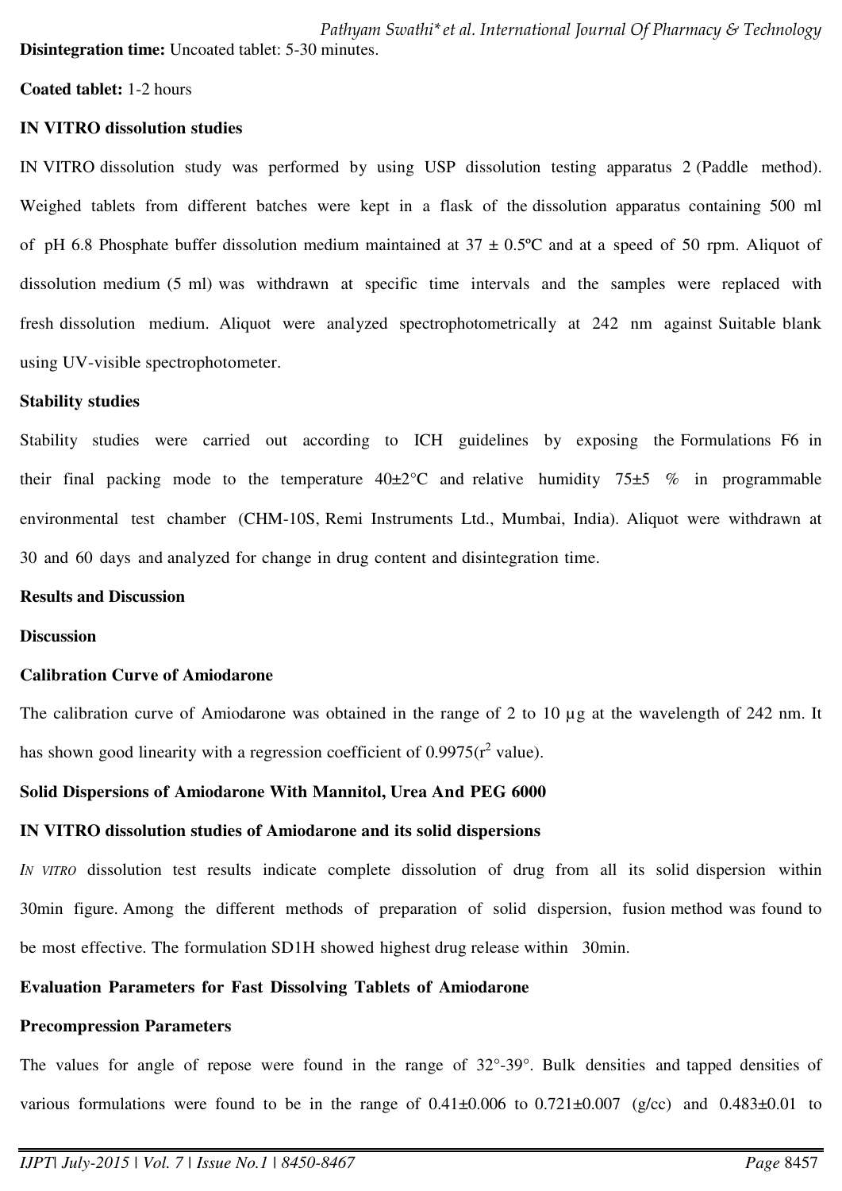**Disintegration time:** Uncoated tablet: 5-30 minutes.

**Coated tablet:** 1-2 hours

**IN VITRO dissolution studies**

IN VITRO dissolution study was performed by using USP dissolution testing apparatus 2 (Paddle method). Weighed tablets from different batches were kept in a flask of the dissolution apparatus containing 500 ml of pH 6.8 Phosphate buffer dissolution medium maintained at 37 ± 0.5ºC and at a speed of 50 rpm. Aliquot of dissolution medium (5 ml) was withdrawn at specific time intervals and the samples were replaced with fresh dissolution medium. Aliquot were analyzed spectrophotometrically at 242 nm against Suitable blank using UV-visible spectrophotometer.

**Stability studies**

Stability studies were carried out according to ICH guidelines by exposing the Formulations F6 in their final packing mode to the temperature 40±2°C and relative humidity 75±5 % in programmable environmental test chamber (CHM-10S, Remi Instruments Ltd., Mumbai, India). Aliquot were withdrawn at 30 and 60 days and analyzed for change in drug content and disintegration time.

**Results and Discussion**

**Discussion**

**Calibration Curve of Amiodarone**

The calibration curve of Amiodarone was obtained in the range of 2 to 10 µg at the wavelength of 242 nm. It has shown good linearity with a regression coefficient of 0.9975($r^2$ value).

**Solid Dispersions of Amiodarone With Mannitol, Urea And PEG 6000**

**IN VITRO dissolution studies of Amiodarone and its solid dispersions**

*IN VITRO* dissolution test results indicate complete dissolution of drug from all its solid dispersion within 30min figure. Among the different methods of preparation of solid dispersion, fusion method was found to be most effective. The formulation SD1H showed highest drug release within 30min.

**Evaluation Parameters for Fast Dissolving Tablets of Amiodarone**

**Precompression Parameters**

The values for angle of repose were found in the range of 32°-39°. Bulk densities and tapped densities of various formulations were found to be in the range of 0.41±0.006 to 0.721±0.007 (g/cc) and 0.483±0.01 to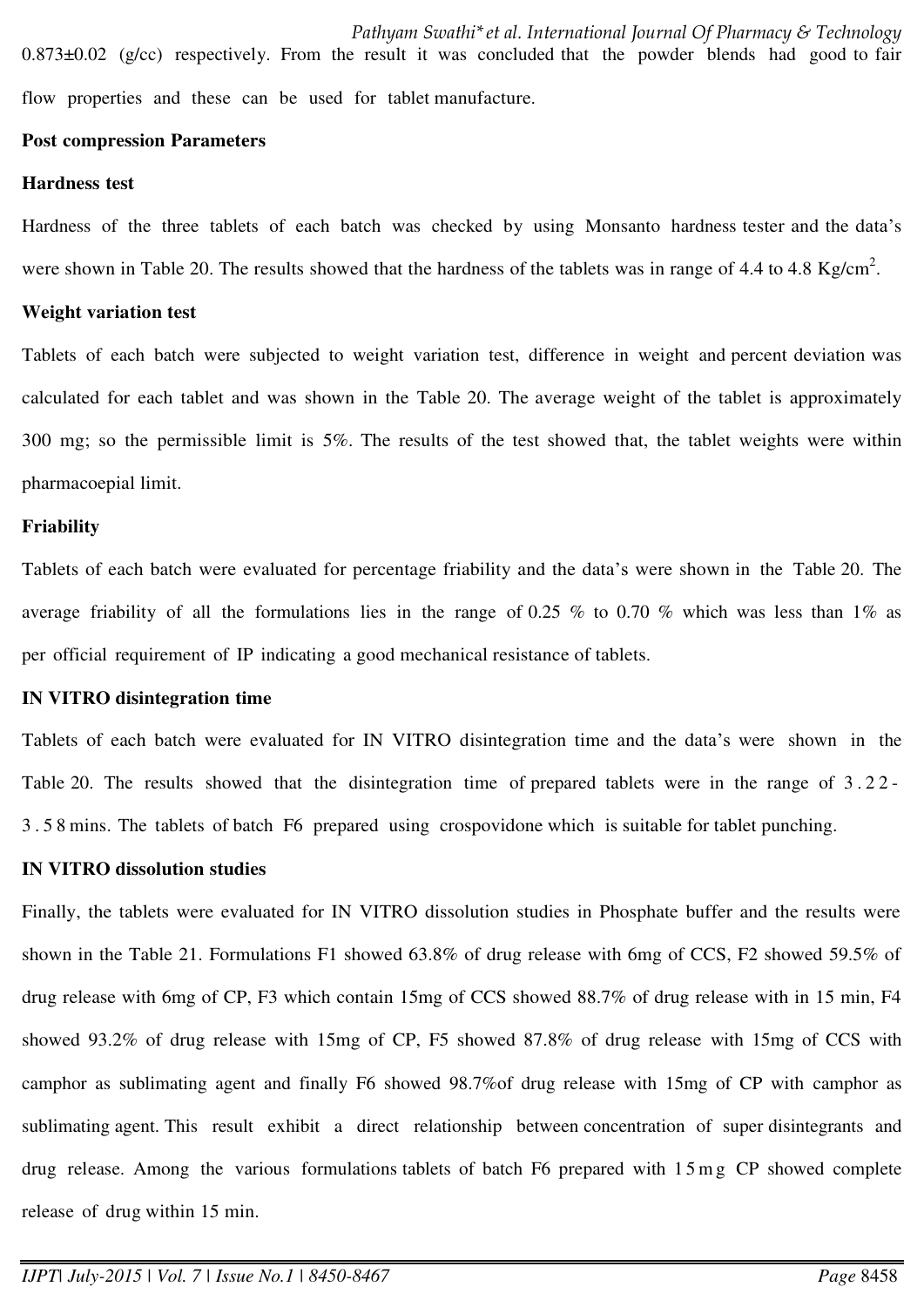0.873±0.02 (g/cc) respectively. From the result it was concluded that the powder blends had good to fair flow properties and these can be used for tablet manufacture.

**Post compression Parameters**

**Hardness test**

Hardness of the three tablets of each batch was checked by using Monsanto hardness tester and the data's were shown in Table 20. The results showed that the hardness of the tablets was in range of 4.4 to 4.8 Kg/cm$^2$.

**Weight variation test**

Tablets of each batch were subjected to weight variation test, difference in weight and percent deviation was calculated for each tablet and was shown in the Table 20. The average weight of the tablet is approximately 300 mg; so the permissible limit is 5%. The results of the test showed that, the tablet weights were within pharmacoepial limit.

**Friability**

Tablets of each batch were evaluated for percentage friability and the data's were shown in the Table 20. The average friability of all the formulations lies in the range of 0.25 % to 0.70 % which was less than 1% as per official requirement of IP indicating a good mechanical resistance of tablets.

**IN VITRO disintegration time**

Tablets of each batch were evaluated for IN VITRO disintegration time and the data's were shown in the Table 20. The results showed that the disintegration time of prepared tablets were in the range of 3.22-3.58 mins. The tablets of batch F6 prepared using crospovidone which is suitable for tablet punching.

**IN VITRO dissolution studies**

Finally, the tablets were evaluated for IN VITRO dissolution studies in Phosphate buffer and the results were shown in the Table 21. Formulations F1 showed 63.8% of drug release with 6mg of CCS, F2 showed 59.5% of drug release with 6mg of CP, F3 which contain 15mg of CCS showed 88.7% of drug release with in 15 min, F4 showed 93.2% of drug release with 15mg of CP, F5 showed 87.8% of drug release with 15mg of CCS with camphor as sublimating agent and finally F6 showed 98.7%of drug release with 15mg of CP with camphor as sublimating agent. This result exhibit a direct relationship between concentration of super disintegrants and drug release. Among the various formulations tablets of batch F6 prepared with 15mg CP showed complete release of drug within 15 min.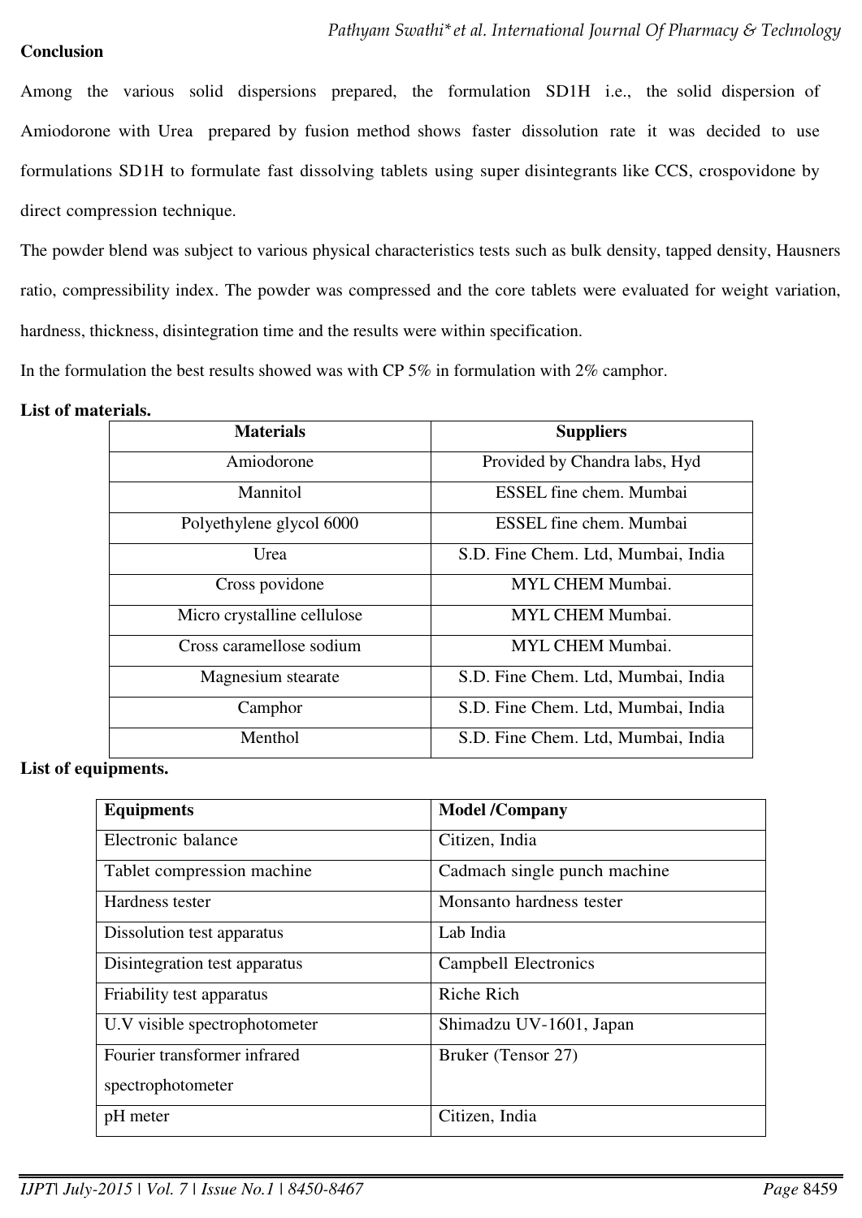**Conclusion**

Among the various solid dispersions prepared, the formulation SD1H i.e., the solid dispersion of Amiodorone with Urea prepared by fusion method shows faster dissolution rate it was decided to use formulations SD1H to formulate fast dissolving tablets using super disintegrants like CCS, crospovidone by direct compression technique.

The powder blend was subject to various physical characteristics tests such as bulk density, tapped density, Hausners ratio, compressibility index. The powder was compressed and the core tablets were evaluated for weight variation, hardness, thickness, disintegration time and the results were within specification.

In the formulation the best results showed was with CP 5% in formulation with 2% camphor.

**List of materials.**

| Materials | Suppliers |
|---|---|
| Amiodorone | Provided by Chandra labs, Hyd |
| Mannitol | ESSEL fine chem. Mumbai |
| Polyethylene glycol 6000 | ESSEL fine chem. Mumbai |
| Urea | S.D. Fine Chem. Ltd, Mumbai, India |
| Cross povidone | MYL CHEM Mumbai. |
| Micro crystalline cellulose | MYL CHEM Mumbai. |
| Cross caramellose sodium | MYL CHEM Mumbai. |
| Magnesium stearate | S.D. Fine Chem. Ltd, Mumbai, India |
| Camphor | S.D. Fine Chem. Ltd, Mumbai, India |
| Menthol | S.D. Fine Chem. Ltd, Mumbai, India |

**List of equipments.**

| Equipments | Model /Company |
|---|---|
| Electronic balance | Citizen, India |
| Tablet compression machine | Cadmach single punch machine |
| Hardness tester | Monsanto hardness tester |
| Dissolution test apparatus | Lab India |
| Disintegration test apparatus | Campbell Electronics |
| Friability test apparatus | Riche Rich |
| U.V visible spectrophotometer | Shimadzu UV-1601, Japan |
| Fourier transformer infrared spectrophotometer | Bruker (Tensor 27) |
| pH meter | Citizen, India |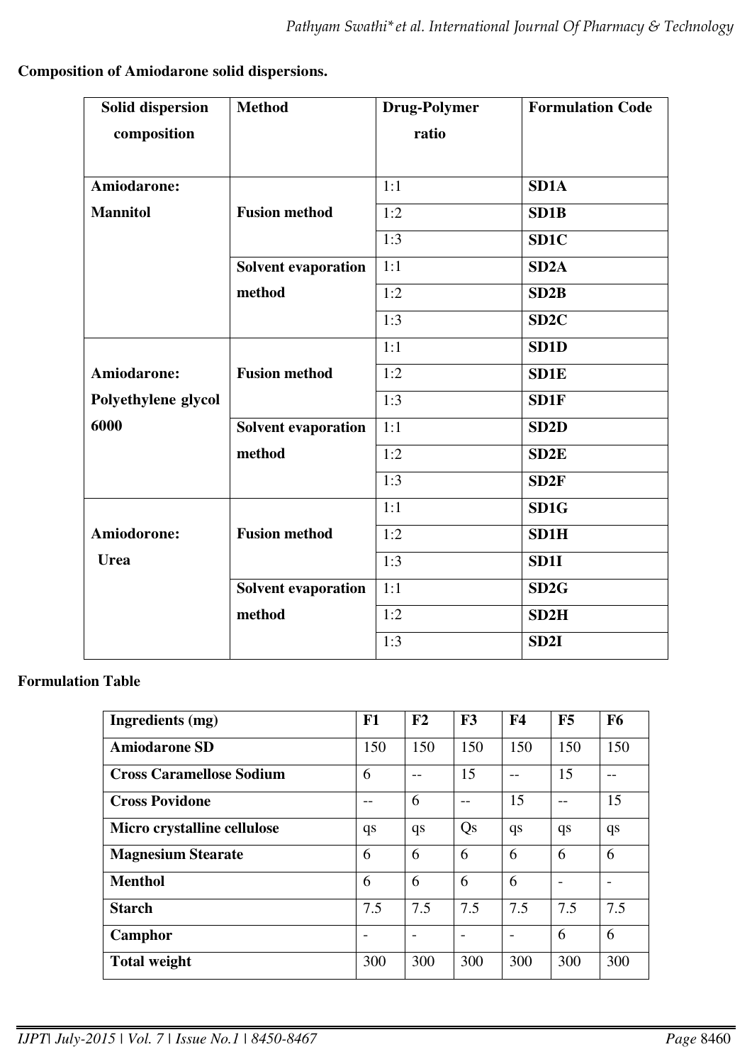**Composition of Amiodarone solid dispersions.**

| Solid dispersion composition | Method | Drug-Polymer ratio | Formulation Code |
|---|---|---|---|
| Amiodarone: Mannitol | Fusion method | 1:1 | **SD1A** |
| | | 1:2 | **SD1B** |
| | | 1:3 | **SD1C** |
| | Solvent evaporation method | 1:1 | **SD2A** |
| | | 1:2 | **SD2B** |
| | | 1:3 | **SD2C** |
| Amiodarone: Polyethylene glycol 6000 | Fusion method | 1:1 | **SD1D** |
| | | 1:2 | **SD1E** |
| | | 1:3 | **SD1F** |
| | Solvent evaporation method | 1:1 | **SD2D** |
| | | 1:2 | **SD2E** |
| | | 1:3 | **SD2F** |
| Amiodorone: Urea | Fusion method | 1:1 | **SD1G** |
| | | 1:2 | **SD1H** |
| | | 1:3 | **SD1I** |
| | Solvent evaporation method | 1:1 | **SD2G** |
| | | 1:2 | **SD2H** |
| | | 1:3 | **SD2I** |

**Formulation Table**

| Ingredients (mg) | F1 | F2 | F3 | F4 | F5 | F6 |
|---|---|---|---|---|---|---|
| **Amiodarone SD** | 150 | 150 | 150 | 150 | 150 | 150 |
| **Cross Caramellose Sodium** | 6 | -- | 15 | -- | 15 | -- |
| **Cross Povidone** | -- | 6 | -- | 15 | -- | 15 |
| **Micro crystalline cellulose** | qs | qs | Qs | qs | qs | qs |
| **Magnesium Stearate** | 6 | 6 | 6 | 6 | 6 | 6 |
| **Menthol** | 6 | 6 | 6 | 6 | - | - |
| **Starch** | 7.5 | 7.5 | 7.5 | 7.5 | 7.5 | 7.5 |
| **Camphor** | - | - | - | - | 6 | 6 |
| **Total weight** | 300 | 300 | 300 | 300 | 300 | 300 |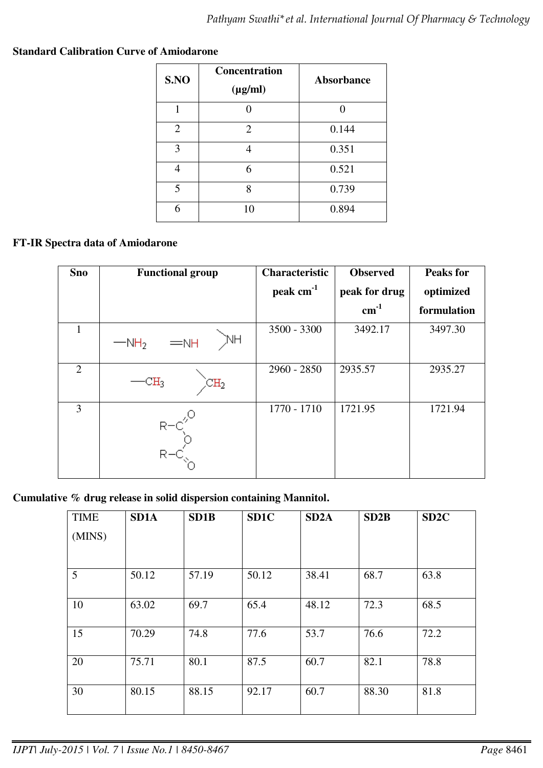**Standard Calibration Curve of Amiodarone**

| S.NO | Concentration (μg/ml) | Absorbance |
|---|---|---|
| 1 | 0 | 0 |
| 2 | 2 | 0.144 |
| 3 | 4 | 0.351 |
| 4 | 6 | 0.521 |
| 5 | 8 | 0.739 |
| 6 | 10 | 0.894 |

**FT-IR Spectra data of Amiodarone**

| Sno | Functional group | Characteristic peak $cm^{-1}$ | Observed peak for drug $cm^{-1}$ | Peaks for optimized formulation |
|---|---|---|---|---|
| 1 | $-NH_2$ &nbsp; $=NH$ &nbsp; $>NH$ | 3500 - 3300 | 3492.17 | 3497.30 |
| 2 | $-CH_3$ &nbsp; $>CH_2$ | 2960 - 2850 | 2935.57 | 2935.27 |
| 3 | $R-C(=O)-O-C(=O)-R$ | 1770 - 1710 | 1721.95 | 1721.94 |

**Cumulative % drug release in solid dispersion containing Mannitol.**

| TIME (MINS) | SD1A | SD1B | SD1C | SD2A | SD2B | SD2C |
|---|---|---|---|---|---|---|
| 5 | 50.12 | 57.19 | 50.12 | 38.41 | 68.7 | 63.8 |
| 10 | 63.02 | 69.7 | 65.4 | 48.12 | 72.3 | 68.5 |
| 15 | 70.29 | 74.8 | 77.6 | 53.7 | 76.6 | 72.2 |
| 20 | 75.71 | 80.1 | 87.5 | 60.7 | 82.1 | 78.8 |
| 30 | 80.15 | 88.15 | 92.17 | 60.7 | 88.30 | 81.8 |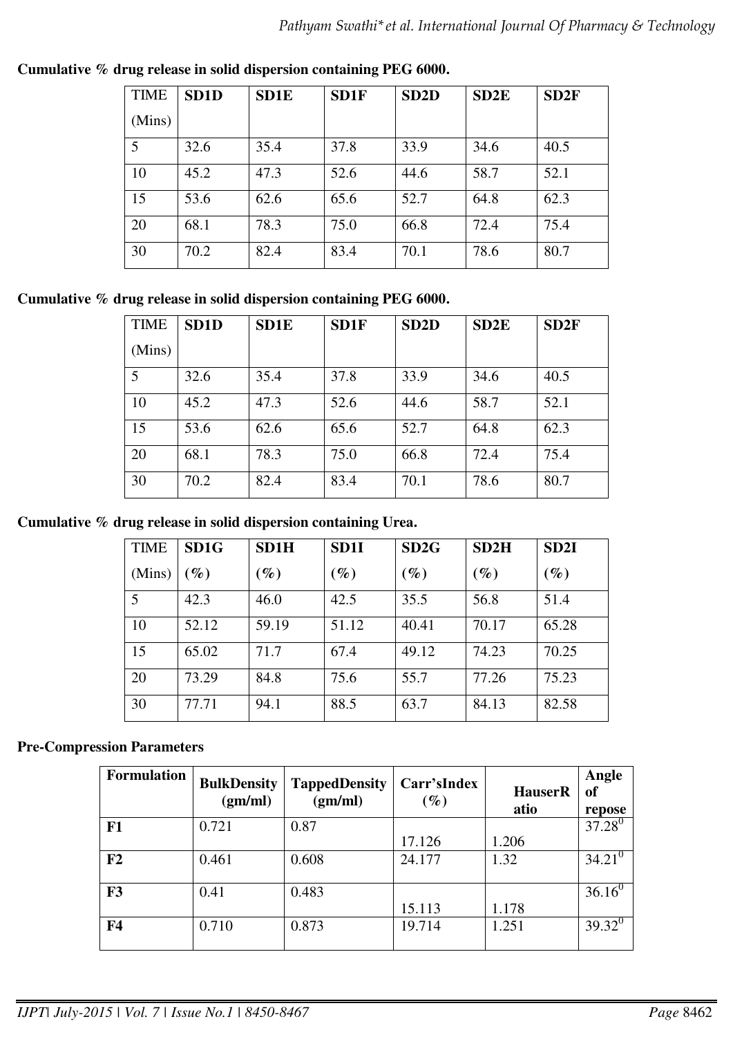**Cumulative % drug release in solid dispersion containing PEG 6000.**

| TIME (Mins) | SD1D | SD1E | SD1F | SD2D | SD2E | SD2F |
|---|---|---|---|---|---|---|
| 5 | 32.6 | 35.4 | 37.8 | 33.9 | 34.6 | 40.5 |
| 10 | 45.2 | 47.3 | 52.6 | 44.6 | 58.7 | 52.1 |
| 15 | 53.6 | 62.6 | 65.6 | 52.7 | 64.8 | 62.3 |
| 20 | 68.1 | 78.3 | 75.0 | 66.8 | 72.4 | 75.4 |
| 30 | 70.2 | 82.4 | 83.4 | 70.1 | 78.6 | 80.7 |

**Cumulative % drug release in solid dispersion containing PEG 6000.**

| TIME (Mins) | SD1D | SD1E | SD1F | SD2D | SD2E | SD2F |
|---|---|---|---|---|---|---|
| 5 | 32.6 | 35.4 | 37.8 | 33.9 | 34.6 | 40.5 |
| 10 | 45.2 | 47.3 | 52.6 | 44.6 | 58.7 | 52.1 |
| 15 | 53.6 | 62.6 | 65.6 | 52.7 | 64.8 | 62.3 |
| 20 | 68.1 | 78.3 | 75.0 | 66.8 | 72.4 | 75.4 |
| 30 | 70.2 | 82.4 | 83.4 | 70.1 | 78.6 | 80.7 |

**Cumulative % drug release in solid dispersion containing Urea.**

| TIME (Mins) | SD1G (%) | SD1H (%) | SD1I (%) | SD2G (%) | SD2H (%) | SD2I (%) |
|---|---|---|---|---|---|---|
| 5 | 42.3 | 46.0 | 42.5 | 35.5 | 56.8 | 51.4 |
| 10 | 52.12 | 59.19 | 51.12 | 40.41 | 70.17 | 65.28 |
| 15 | 65.02 | 71.7 | 67.4 | 49.12 | 74.23 | 70.25 |
| 20 | 73.29 | 84.8 | 75.6 | 55.7 | 77.26 | 75.23 |
| 30 | 77.71 | 94.1 | 88.5 | 63.7 | 84.13 | 82.58 |

**Pre-Compression Parameters**

| Formulation | BulkDensity (gm/ml) | TappedDensity (gm/ml) | Carr'sIndex (%) | HauserRatio | Angle of repose |
|---|---|---|---|---|---|
| **F1** | 0.721 | 0.87 | 17.126 | 1.206 | $37.28^0$ |
| **F2** | 0.461 | 0.608 | 24.177 | 1.32 | $34.21^0$ |
| **F3** | 0.41 | 0.483 | 15.113 | 1.178 | $36.16^0$ |
| **F4** | 0.710 | 0.873 | 19.714 | 1.251 | $39.32^0$ |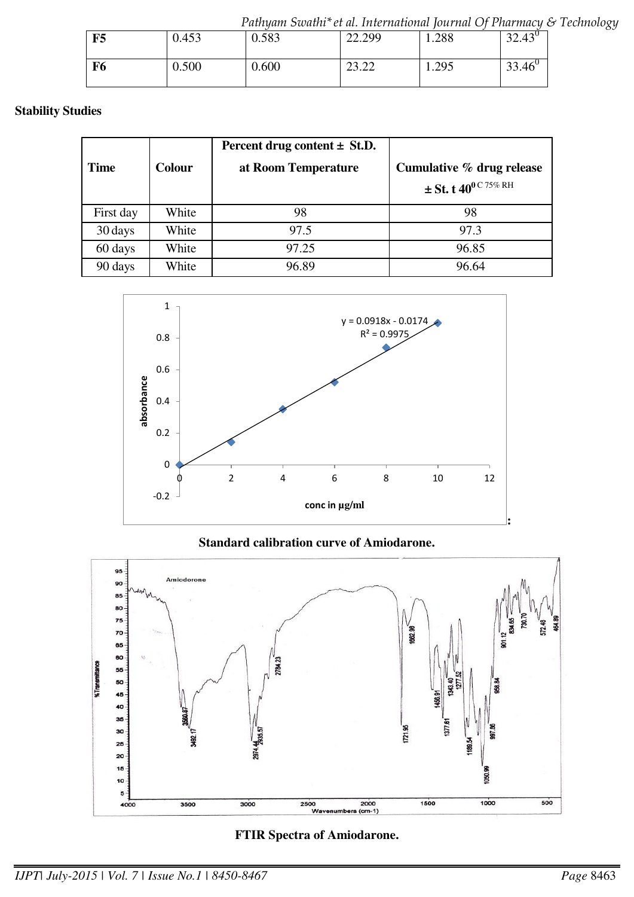| F5 | 0.453 | 0.583 | 22.299 | 1.288 | $32.43^0$ |
|---|---|---|---|---|---|
| F6 | 0.500 | 0.600 | 23.22 | 1.295 | $33.46^0$ |

**Stability Studies**

| Time | Colour | Percent drug content ± St.D. at Room Temperature | Cumulative % drug release ± St. t $40^0$ C 75% RH |
|---|---|---|---|
| First day | White | 98 | 98 |
| 30 days | White | 97.5 | 97.3 |
| 60 days | White | 97.25 | 96.85 |
| 90 days | White | 96.89 | 96.64 |

**Standard calibration curve of Amiodarone.**

**FTIR Spectra of Amiodarone.**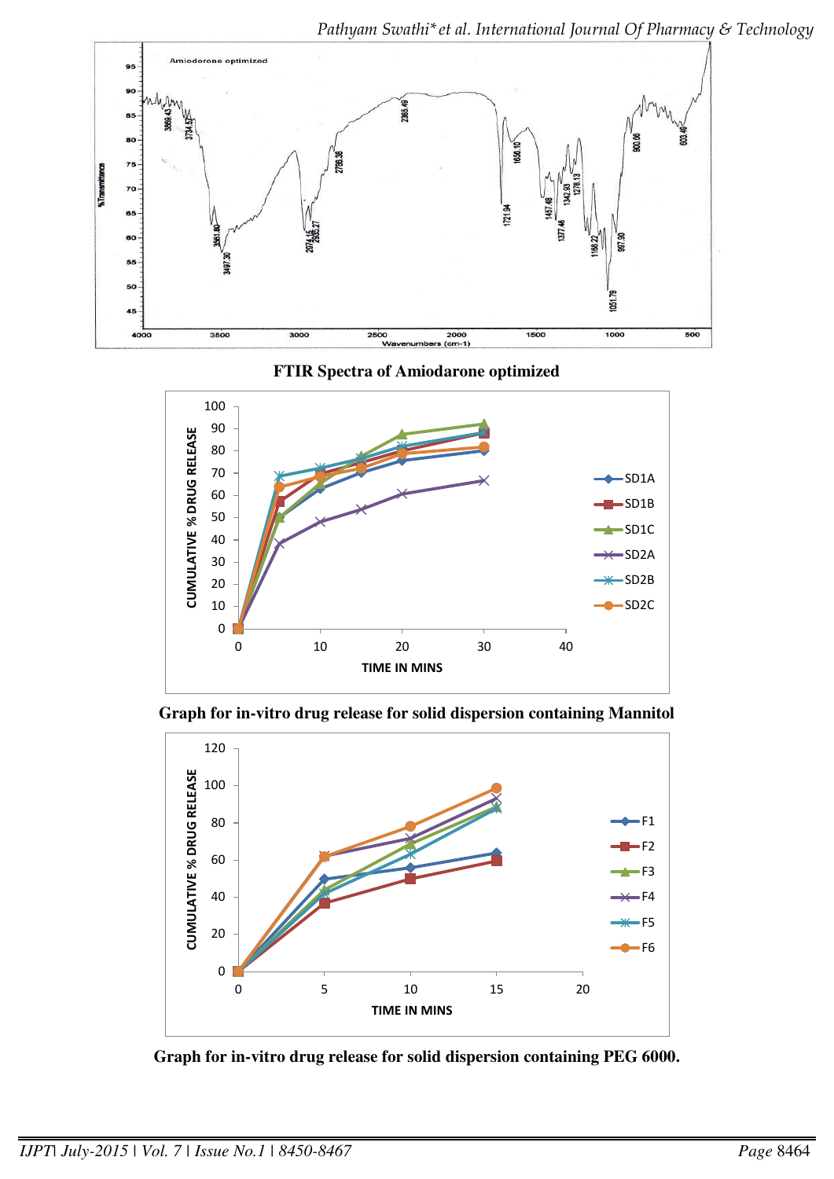FTIR Spectra of Amiodarone optimized

Graph for in-vitro drug release for solid dispersion containing Mannitol

Graph for in-vitro drug release for solid dispersion containing PEG 6000.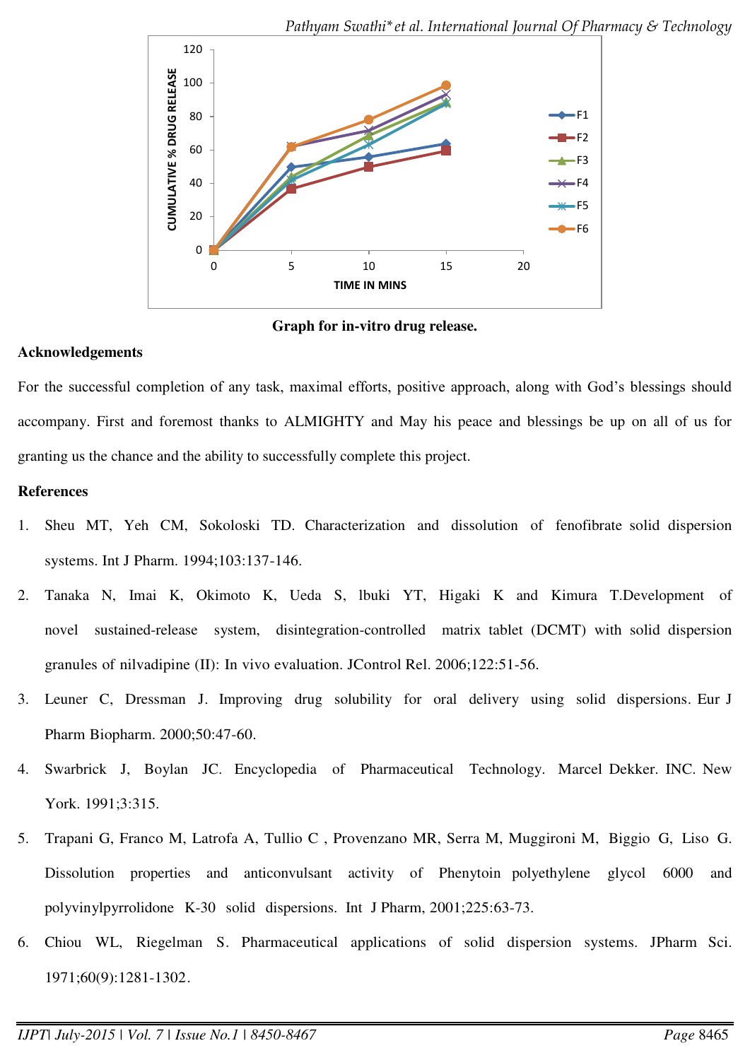**Graph for in-vitro drug release.**

## Acknowledgements

For the successful completion of any task, maximal efforts, positive approach, along with God's blessings should accompany. First and foremost thanks to ALMIGHTY and May his peace and blessings be up on all of us for granting us the chance and the ability to successfully complete this project.

## References

1. Sheu MT, Yeh CM, Sokoloski TD. Characterization and dissolution of fenofibrate solid dispersion systems. Int J Pharm. 1994;103:137-146.
2. Tanaka N, Imai K, Okimoto K, Ueda S, lbuki YT, Higaki K and Kimura T.Development of novel sustained-release system, disintegration-controlled matrix tablet (DCMT) with solid dispersion granules of nilvadipine (II): In vivo evaluation. JControl Rel. 2006;122:51-56.
3. Leuner C, Dressman J. Improving drug solubility for oral delivery using solid dispersions. Eur J Pharm Biopharm. 2000;50:47-60.
4. Swarbrick J, Boylan JC. Encyclopedia of Pharmaceutical Technology. Marcel Dekker. INC. New York. 1991;3:315.
5. Trapani G, Franco M, Latrofa A, Tullio C , Provenzano MR, Serra M, Muggironi M, Biggio G, Liso G. Dissolution properties and anticonvulsant activity of Phenytoin polyethylene glycol 6000 and polyvinylpyrrolidone K-30 solid dispersions. Int J Pharm, 2001;225:63-73.
6. Chiou WL, Riegelman S. Pharmaceutical applications of solid dispersion systems. JPharm Sci. 1971;60(9):1281-1302.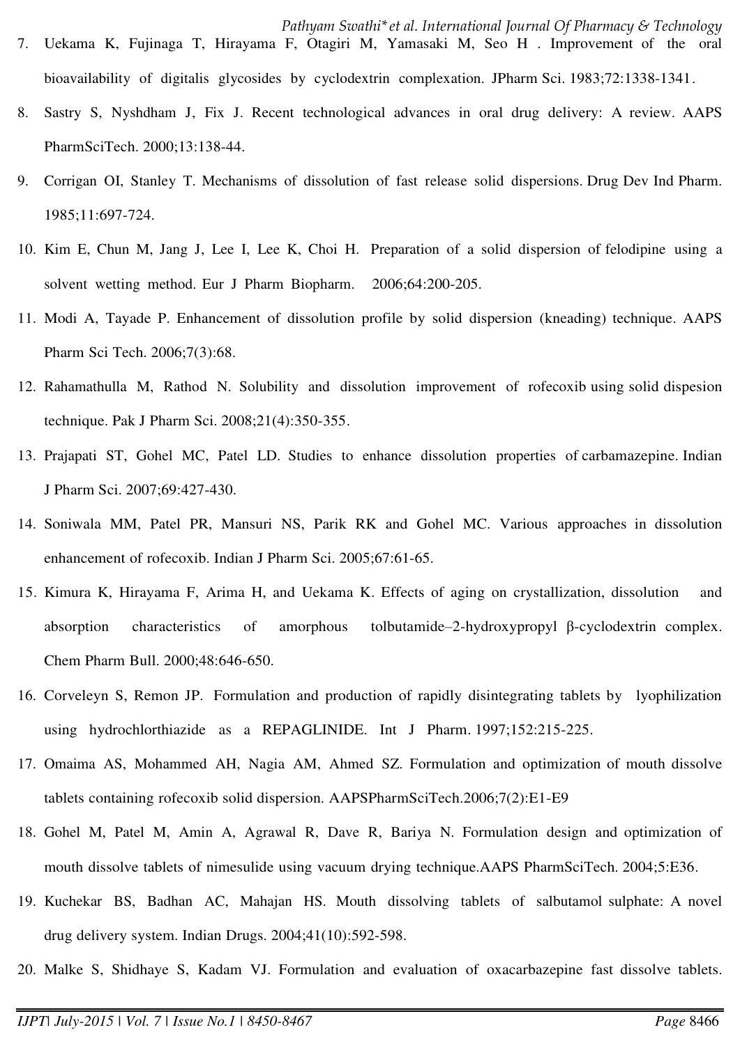7. Uekama K, Fujinaga T, Hirayama F, Otagiri M, Yamasaki M, Seo H . Improvement of the oral bioavailability of digitalis glycosides by cyclodextrin complexation. JPharm Sci. 1983;72:1338-1341.

8. Sastry S, Nyshdham J, Fix J. Recent technological advances in oral drug delivery: A review. AAPS PharmSciTech. 2000;13:138-44.

9. Corrigan OI, Stanley T. Mechanisms of dissolution of fast release solid dispersions. Drug Dev Ind Pharm. 1985;11:697-724.

10. Kim E, Chun M, Jang J, Lee I, Lee K, Choi H. Preparation of a solid dispersion of felodipine using a solvent wetting method. Eur J Pharm Biopharm. 2006;64:200-205.

11. Modi A, Tayade P. Enhancement of dissolution profile by solid dispersion (kneading) technique. AAPS Pharm Sci Tech. 2006;7(3):68.

12. Rahamathulla M, Rathod N. Solubility and dissolution improvement of rofecoxib using solid dispesion technique. Pak J Pharm Sci. 2008;21(4):350-355.

13. Prajapati ST, Gohel MC, Patel LD. Studies to enhance dissolution properties of carbamazepine. Indian J Pharm Sci. 2007;69:427-430.

14. Soniwala MM, Patel PR, Mansuri NS, Parik RK and Gohel MC. Various approaches in dissolution enhancement of rofecoxib. Indian J Pharm Sci. 2005;67:61-65.

15. Kimura K, Hirayama F, Arima H, and Uekama K. Effects of aging on crystallization, dissolution and absorption characteristics of amorphous tolbutamide–2-hydroxypropyl β-cyclodextrin complex. Chem Pharm Bull. 2000;48:646-650.

16. Corveleyn S, Remon JP. Formulation and production of rapidly disintegrating tablets by lyophilization using hydrochlorthiazide as a REPAGLINIDE. Int J Pharm. 1997;152:215-225.

17. Omaima AS, Mohammed AH, Nagia AM, Ahmed SZ. Formulation and optimization of mouth dissolve tablets containing rofecoxib solid dispersion. AAPSPharmSciTech.2006;7(2):E1-E9

18. Gohel M, Patel M, Amin A, Agrawal R, Dave R, Bariya N. Formulation design and optimization of mouth dissolve tablets of nimesulide using vacuum drying technique.AAPS PharmSciTech. 2004;5:E36.

19. Kuchekar BS, Badhan AC, Mahajan HS. Mouth dissolving tablets of salbutamol sulphate: A novel drug delivery system. Indian Drugs. 2004;41(10):592-598.

20. Malke S, Shidhaye S, Kadam VJ. Formulation and evaluation of oxacarbazepine fast dissolve tablets.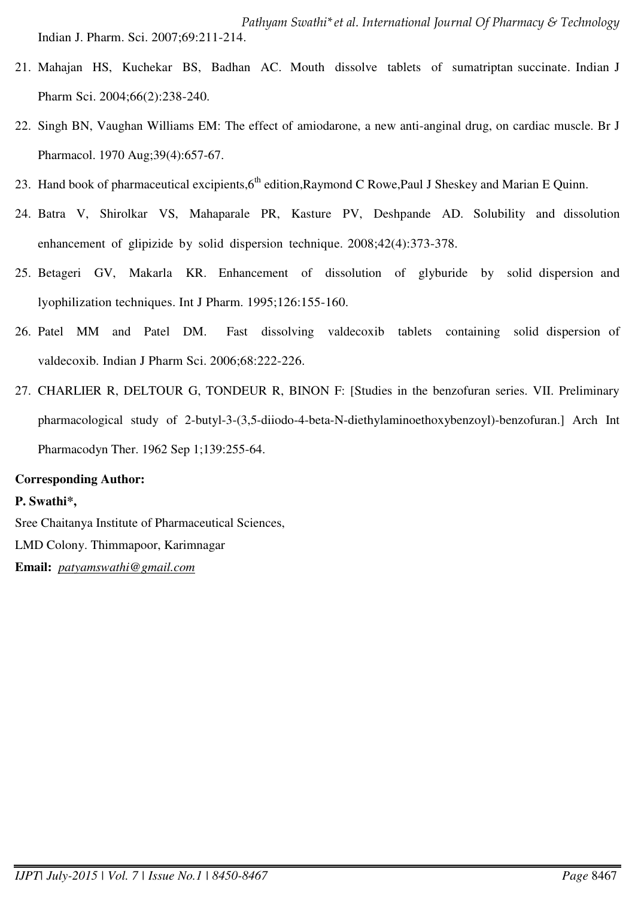Indian J. Pharm. Sci. 2007;69:211-214.

21. Mahajan HS, Kuchekar BS, Badhan AC. Mouth dissolve tablets of sumatriptan succinate. Indian J Pharm Sci. 2004;66(2):238-240.
22. Singh BN, Vaughan Williams EM: The effect of amiodarone, a new anti-anginal drug, on cardiac muscle. Br J Pharmacol. 1970 Aug;39(4):657-67.
23. Hand book of pharmaceutical excipients,6th edition,Raymond C Rowe,Paul J Sheskey and Marian E Quinn.
24. Batra V, Shirolkar VS, Mahaparale PR, Kasture PV, Deshpande AD. Solubility and dissolution enhancement of glipizide by solid dispersion technique. 2008;42(4):373-378.
25. Betageri GV, Makarla KR. Enhancement of dissolution of glyburide by solid dispersion and lyophilization techniques. Int J Pharm. 1995;126:155-160.
26. Patel MM and Patel DM. Fast dissolving valdecoxib tablets containing solid dispersion of valdecoxib. Indian J Pharm Sci. 2006;68:222-226.
27. CHARLIER R, DELTOUR G, TONDEUR R, BINON F: [Studies in the benzofuran series. VII. Preliminary pharmacological study of 2-butyl-3-(3,5-diiodo-4-beta-N-diethylaminoethoxybenzoyl)-benzofuran.] Arch Int Pharmacodyn Ther. 1962 Sep 1;139:255-64.

**Corresponding Author:**

**P. Swathi*,**

Sree Chaitanya Institute of Pharmaceutical Sciences,

LMD Colony. Thimmapoor, Karimnagar

**Email:** *patyamswathi@gmail.com*